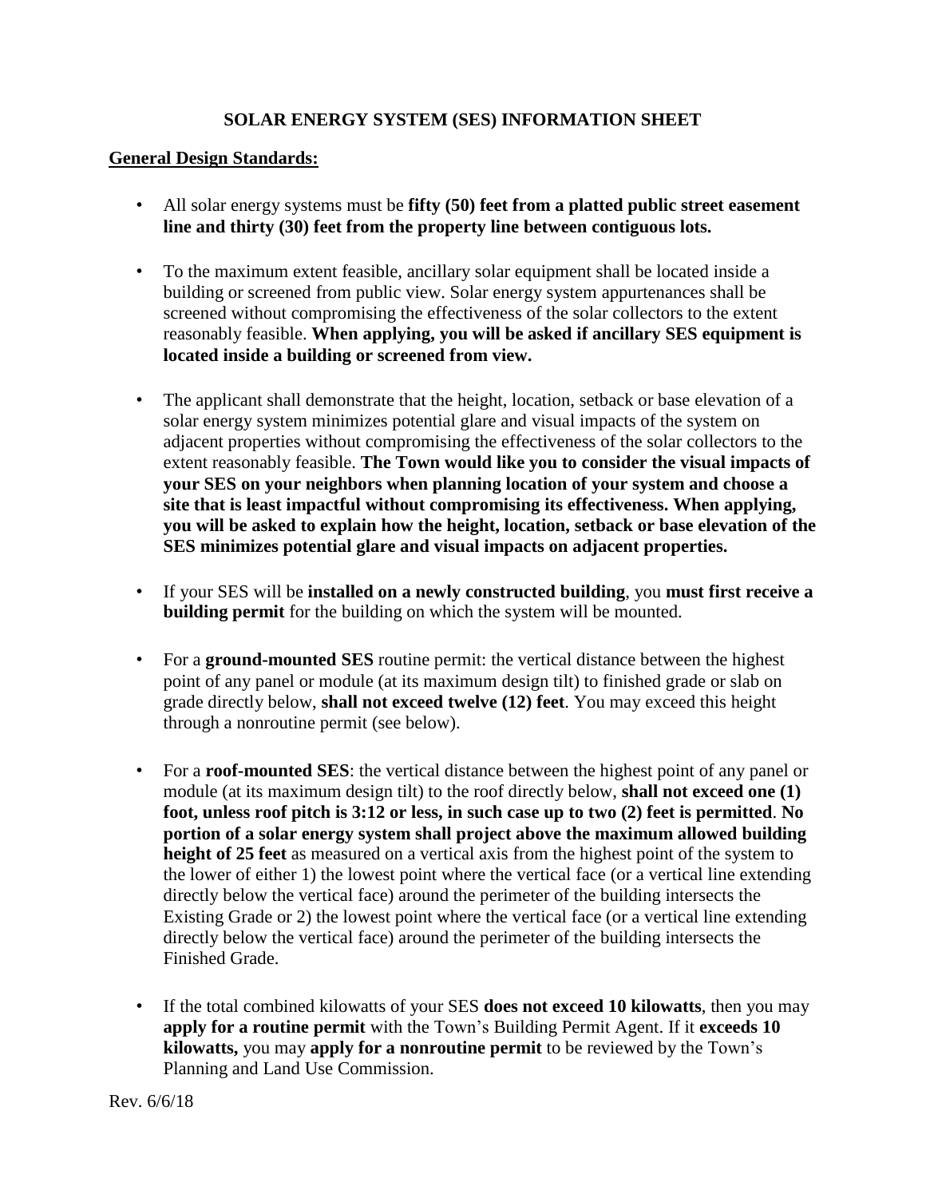# SOLAR ENERGY SYSTEM (SES) INFORMATION SHEET

## General Design Standards:

- All solar energy systems must be **fifty (50) feet from a platted public street easement line and thirty (30) feet from the property line between contiguous lots.**

- To the maximum extent feasible, ancillary solar equipment shall be located inside a building or screened from public view. Solar energy system appurtenances shall be screened without compromising the effectiveness of the solar collectors to the extent reasonably feasible. **When applying, you will be asked if ancillary SES equipment is located inside a building or screened from view.**

- The applicant shall demonstrate that the height, location, setback or base elevation of a solar energy system minimizes potential glare and visual impacts of the system on adjacent properties without compromising the effectiveness of the solar collectors to the extent reasonably feasible. **The Town would like you to consider the visual impacts of your SES on your neighbors when planning location of your system and choose a site that is least impactful without compromising its effectiveness. When applying, you will be asked to explain how the height, location, setback or base elevation of the SES minimizes potential glare and visual impacts on adjacent properties.**

- If your SES will be **installed on a newly constructed building**, you **must first receive a building permit** for the building on which the system will be mounted.

- For a **ground-mounted SES** routine permit: the vertical distance between the highest point of any panel or module (at its maximum design tilt) to finished grade or slab on grade directly below, **shall not exceed twelve (12) feet**. You may exceed this height through a nonroutine permit (see below).

- For a **roof-mounted SES**: the vertical distance between the highest point of any panel or module (at its maximum design tilt) to the roof directly below, **shall not exceed one (1) foot, unless roof pitch is 3:12 or less, in such case up to two (2) feet is permitted**. **No portion of a solar energy system shall project above the maximum allowed building height of 25 feet** as measured on a vertical axis from the highest point of the system to the lower of either 1) the lowest point where the vertical face (or a vertical line extending directly below the vertical face) around the perimeter of the building intersects the Existing Grade or 2) the lowest point where the vertical face (or a vertical line extending directly below the vertical face) around the perimeter of the building intersects the Finished Grade.

- If the total combined kilowatts of your SES **does not exceed 10 kilowatts**, then you may **apply for a routine permit** with the Town's Building Permit Agent. If it **exceeds 10 kilowatts,** you may **apply for a nonroutine permit** to be reviewed by the Town's Planning and Land Use Commission.

Rev. 6/6/18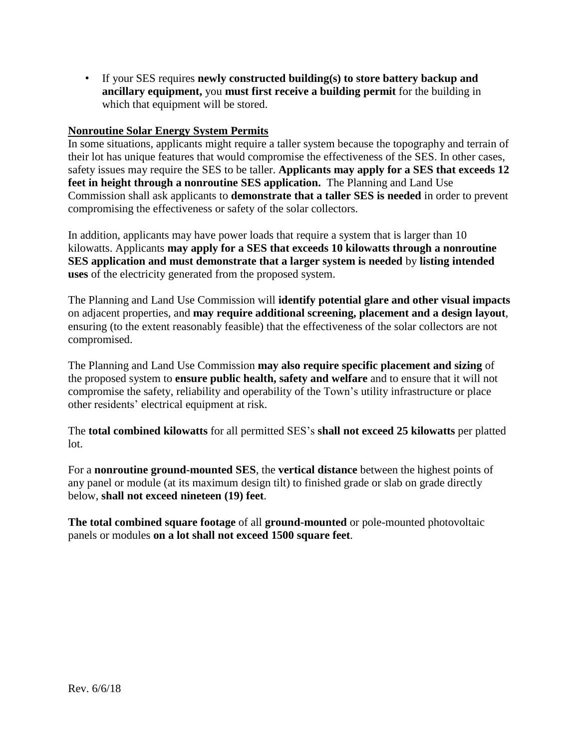- If your SES requires **newly constructed building(s) to store battery backup and ancillary equipment,** you **must first receive a building permit** for the building in which that equipment will be stored.

**Nonroutine Solar Energy System Permits**

In some situations, applicants might require a taller system because the topography and terrain of their lot has unique features that would compromise the effectiveness of the SES. In other cases, safety issues may require the SES to be taller. **Applicants may apply for a SES that exceeds 12 feet in height through a nonroutine SES application.** The Planning and Land Use Commission shall ask applicants to **demonstrate that a taller SES is needed** in order to prevent compromising the effectiveness or safety of the solar collectors.

In addition, applicants may have power loads that require a system that is larger than 10 kilowatts. Applicants **may apply for a SES that exceeds 10 kilowatts through a nonroutine SES application and must demonstrate that a larger system is needed** by **listing intended uses** of the electricity generated from the proposed system.

The Planning and Land Use Commission will **identify potential glare and other visual impacts** on adjacent properties, and **may require additional screening, placement and a design layout**, ensuring (to the extent reasonably feasible) that the effectiveness of the solar collectors are not compromised.

The Planning and Land Use Commission **may also require specific placement and sizing** of the proposed system to **ensure public health, safety and welfare** and to ensure that it will not compromise the safety, reliability and operability of the Town's utility infrastructure or place other residents' electrical equipment at risk.

The **total combined kilowatts** for all permitted SES's **shall not exceed 25 kilowatts** per platted lot.

For a **nonroutine ground-mounted SES**, the **vertical distance** between the highest points of any panel or module (at its maximum design tilt) to finished grade or slab on grade directly below, **shall not exceed nineteen (19) feet**.

**The total combined square footage** of all **ground-mounted** or pole-mounted photovoltaic panels or modules **on a lot shall not exceed 1500 square feet**.

Rev. 6/6/18